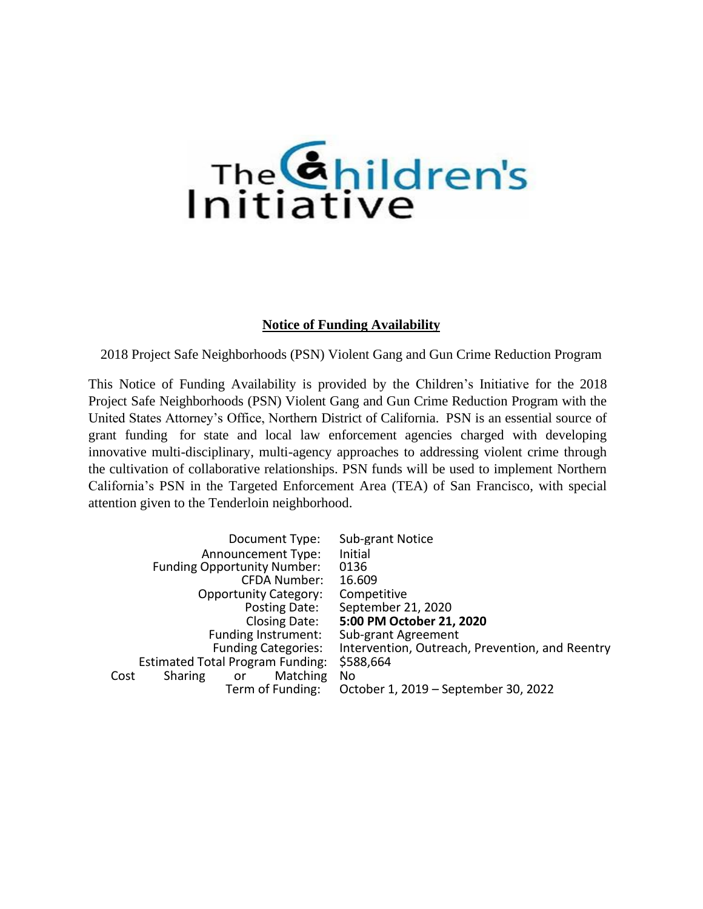The Children's Initiative

## Notice of Funding Availability

2018 Project Safe Neighborhoods (PSN) Violent Gang and Gun Crime Reduction Program

This Notice of Funding Availability is provided by the Children's Initiative for the 2018 Project Safe Neighborhoods (PSN) Violent Gang and Gun Crime Reduction Program with the United States Attorney's Office, Northern District of California. PSN is an essential source of grant funding for state and local law enforcement agencies charged with developing innovative multi-disciplinary, multi-agency approaches to addressing violent crime through the cultivation of collaborative relationships. PSN funds will be used to implement Northern California's PSN in the Targeted Enforcement Area (TEA) of San Francisco, with special attention given to the Tenderloin neighborhood.

| | |
|---|---|
| Document Type: | Sub-grant Notice |
| Announcement Type: | Initial |
| Funding Opportunity Number: | 0136 |
| CFDA Number: | 16.609 |
| Opportunity Category: | Competitive |
| Posting Date: | September 21, 2020 |
| Closing Date: | **5:00 PM October 21, 2020** |
| Funding Instrument: | Sub-grant Agreement |
| Funding Categories: | Intervention, Outreach, Prevention, and Reentry |
| Estimated Total Program Funding: | $588,664 |
| Cost Sharing or Matching | No |
| Term of Funding: | October 1, 2019 – September 30, 2022 |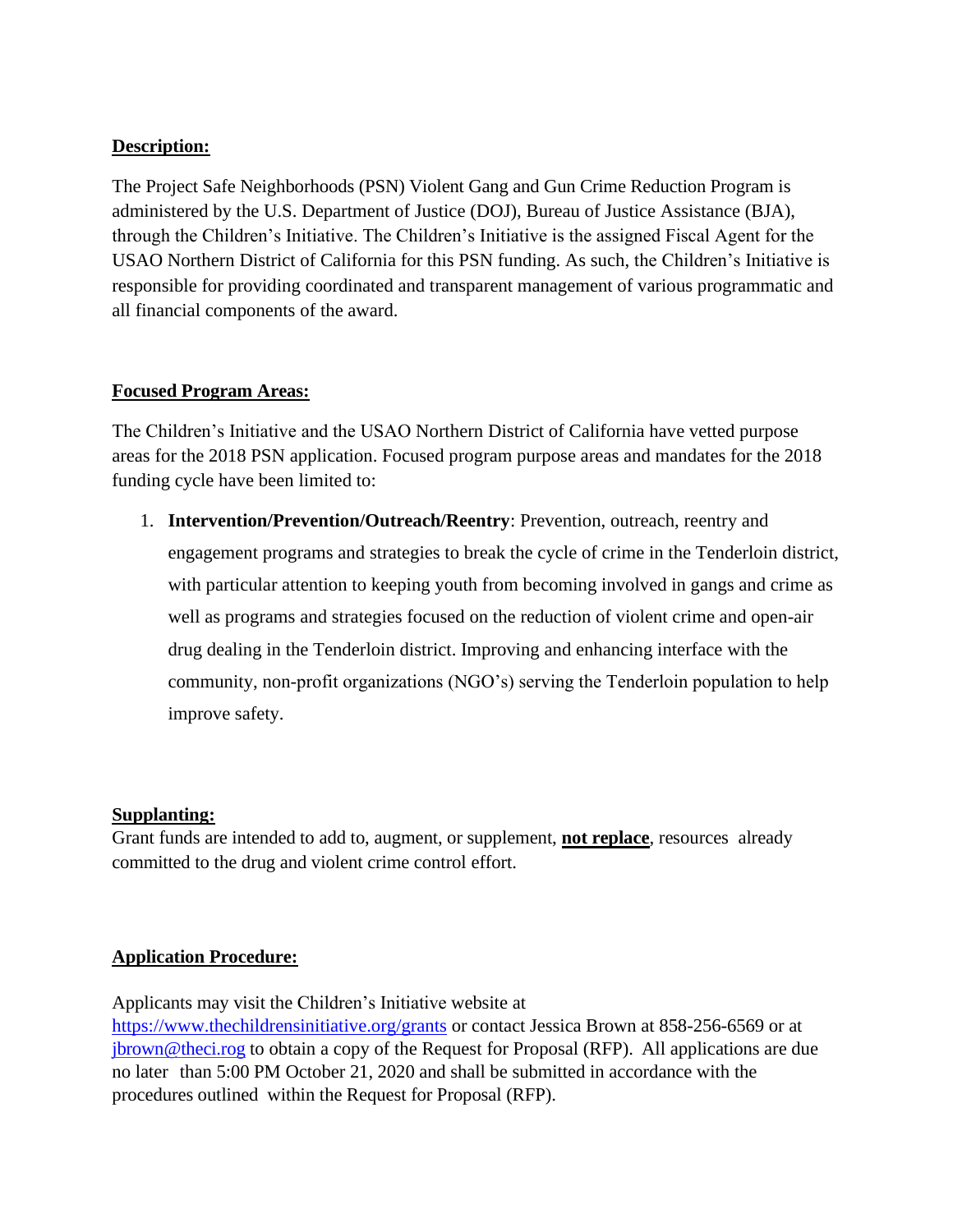**Description:**

The Project Safe Neighborhoods (PSN) Violent Gang and Gun Crime Reduction Program is administered by the U.S. Department of Justice (DOJ), Bureau of Justice Assistance (BJA), through the Children's Initiative. The Children's Initiative is the assigned Fiscal Agent for the USAO Northern District of California for this PSN funding. As such, the Children's Initiative is responsible for providing coordinated and transparent management of various programmatic and all financial components of the award.

**Focused Program Areas:**

The Children's Initiative and the USAO Northern District of California have vetted purpose areas for the 2018 PSN application. Focused program purpose areas and mandates for the 2018 funding cycle have been limited to:

1. **Intervention/Prevention/Outreach/Reentry**: Prevention, outreach, reentry and engagement programs and strategies to break the cycle of crime in the Tenderloin district, with particular attention to keeping youth from becoming involved in gangs and crime as well as programs and strategies focused on the reduction of violent crime and open-air drug dealing in the Tenderloin district. Improving and enhancing interface with the community, non-profit organizations (NGO's) serving the Tenderloin population to help improve safety.

**Supplanting:**

Grant funds are intended to add to, augment, or supplement, **not replace**, resources already committed to the drug and violent crime control effort.

**Application Procedure:**

Applicants may visit the Children's Initiative website at https://www.thechildrensinitiative.org/grants or contact Jessica Brown at 858-256-6569 or at jbrown@theci.rog to obtain a copy of the Request for Proposal (RFP). All applications are due no later than 5:00 PM October 21, 2020 and shall be submitted in accordance with the procedures outlined within the Request for Proposal (RFP).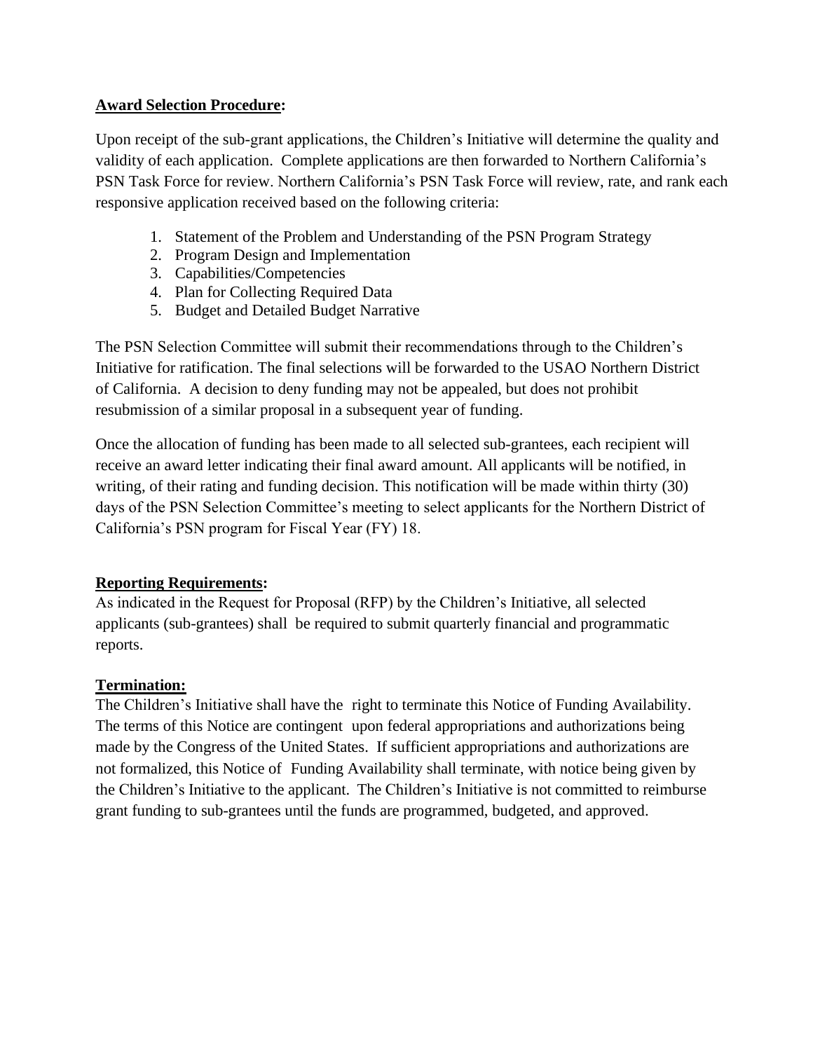**Award Selection Procedure:**

Upon receipt of the sub-grant applications, the Children's Initiative will determine the quality and validity of each application. Complete applications are then forwarded to Northern California's PSN Task Force for review. Northern California's PSN Task Force will review, rate, and rank each responsive application received based on the following criteria:

1. Statement of the Problem and Understanding of the PSN Program Strategy
2. Program Design and Implementation
3. Capabilities/Competencies
4. Plan for Collecting Required Data
5. Budget and Detailed Budget Narrative

The PSN Selection Committee will submit their recommendations through to the Children's Initiative for ratification. The final selections will be forwarded to the USAO Northern District of California. A decision to deny funding may not be appealed, but does not prohibit resubmission of a similar proposal in a subsequent year of funding.

Once the allocation of funding has been made to all selected sub-grantees, each recipient will receive an award letter indicating their final award amount. All applicants will be notified, in writing, of their rating and funding decision. This notification will be made within thirty (30) days of the PSN Selection Committee's meeting to select applicants for the Northern District of California's PSN program for Fiscal Year (FY) 18.

**Reporting Requirements:**

As indicated in the Request for Proposal (RFP) by the Children's Initiative, all selected applicants (sub-grantees) shall be required to submit quarterly financial and programmatic reports.

**Termination:**

The Children's Initiative shall have the right to terminate this Notice of Funding Availability. The terms of this Notice are contingent upon federal appropriations and authorizations being made by the Congress of the United States. If sufficient appropriations and authorizations are not formalized, this Notice of Funding Availability shall terminate, with notice being given by the Children's Initiative to the applicant. The Children's Initiative is not committed to reimburse grant funding to sub-grantees until the funds are programmed, budgeted, and approved.